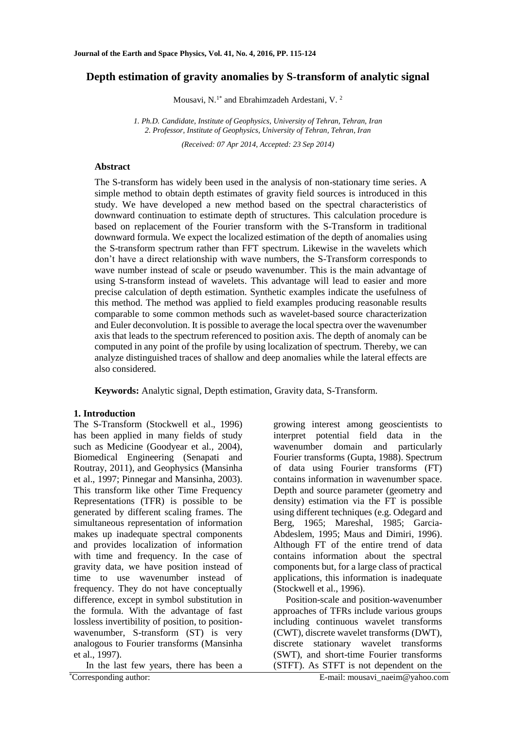# Depth estimation of gravity anomalies by S-transform of analytic signal

Mousavi, N.[1*] and Ebrahimzadeh Ardestani, V.[2]

*1. Ph.D. Candidate, Institute of Geophysics, University of Tehran, Tehran, Iran*
*2. Professor, Institute of Geophysics, University of Tehran, Tehran, Iran*

*(Received: 07 Apr 2014, Accepted: 23 Sep 2014)*

## Abstract

The S-transform has widely been used in the analysis of non-stationary time series. A simple method to obtain depth estimates of gravity field sources is introduced in this study. We have developed a new method based on the spectral characteristics of downward continuation to estimate depth of structures. This calculation procedure is based on replacement of the Fourier transform with the S-Transform in traditional downward formula. We expect the localized estimation of the depth of anomalies using the S-transform spectrum rather than FFT spectrum. Likewise in the wavelets which don't have a direct relationship with wave numbers, the S-Transform corresponds to wave number instead of scale or pseudo wavenumber. This is the main advantage of using S-transform instead of wavelets. This advantage will lead to easier and more precise calculation of depth estimation. Synthetic examples indicate the usefulness of this method. The method was applied to field examples producing reasonable results comparable to some common methods such as wavelet-based source characterization and Euler deconvolution. It is possible to average the local spectra over the wavenumber axis that leads to the spectrum referenced to position axis. The depth of anomaly can be computed in any point of the profile by using localization of spectrum. Thereby, we can analyze distinguished traces of shallow and deep anomalies while the lateral effects are also considered.

**Keywords:** Analytic signal, Depth estimation, Gravity data, S-Transform.

## 1. Introduction

The S-Transform (Stockwell et al., 1996) has been applied in many fields of study such as Medicine (Goodyear et al., 2004), Biomedical Engineering (Senapati and Routray, 2011), and Geophysics (Mansinha et al., 1997; Pinnegar and Mansinha, 2003). This transform like other Time Frequency Representations (TFR) is possible to be generated by different scaling frames. The simultaneous representation of information makes up inadequate spectral components and provides localization of information with time and frequency. In the case of gravity data, we have position instead of time to use wavenumber instead of frequency. They do not have conceptually difference, except in symbol substitution in the formula. With the advantage of fast lossless invertibility of position, to position-wavenumber, S-transform (ST) is very analogous to Fourier transforms (Mansinha et al., 1997).

In the last few years, there has been a growing interest among geoscientists to interpret potential field data in the wavenumber domain and particularly Fourier transforms (Gupta, 1988). Spectrum of data using Fourier transforms (FT) contains information in wavenumber space. Depth and source parameter (geometry and density) estimation via the FT is possible using different techniques (e.g. Odegard and Berg, 1965; Mareshal, 1985; Garcia-Abdeslem, 1995; Maus and Dimiri, 1996). Although FT of the entire trend of data contains information about the spectral components but, for a large class of practical applications, this information is inadequate (Stockwell et al., 1996).

Position-scale and position-wavenumber approaches of TFRs include various groups including continuous wavelet transforms (CWT), discrete wavelet transforms (DWT), discrete stationary wavelet transforms (SWT), and short-time Fourier transforms (STFT). As STFT is not dependent on the

*Corresponding author: E-mail: mousavi_naeim@yahoo.com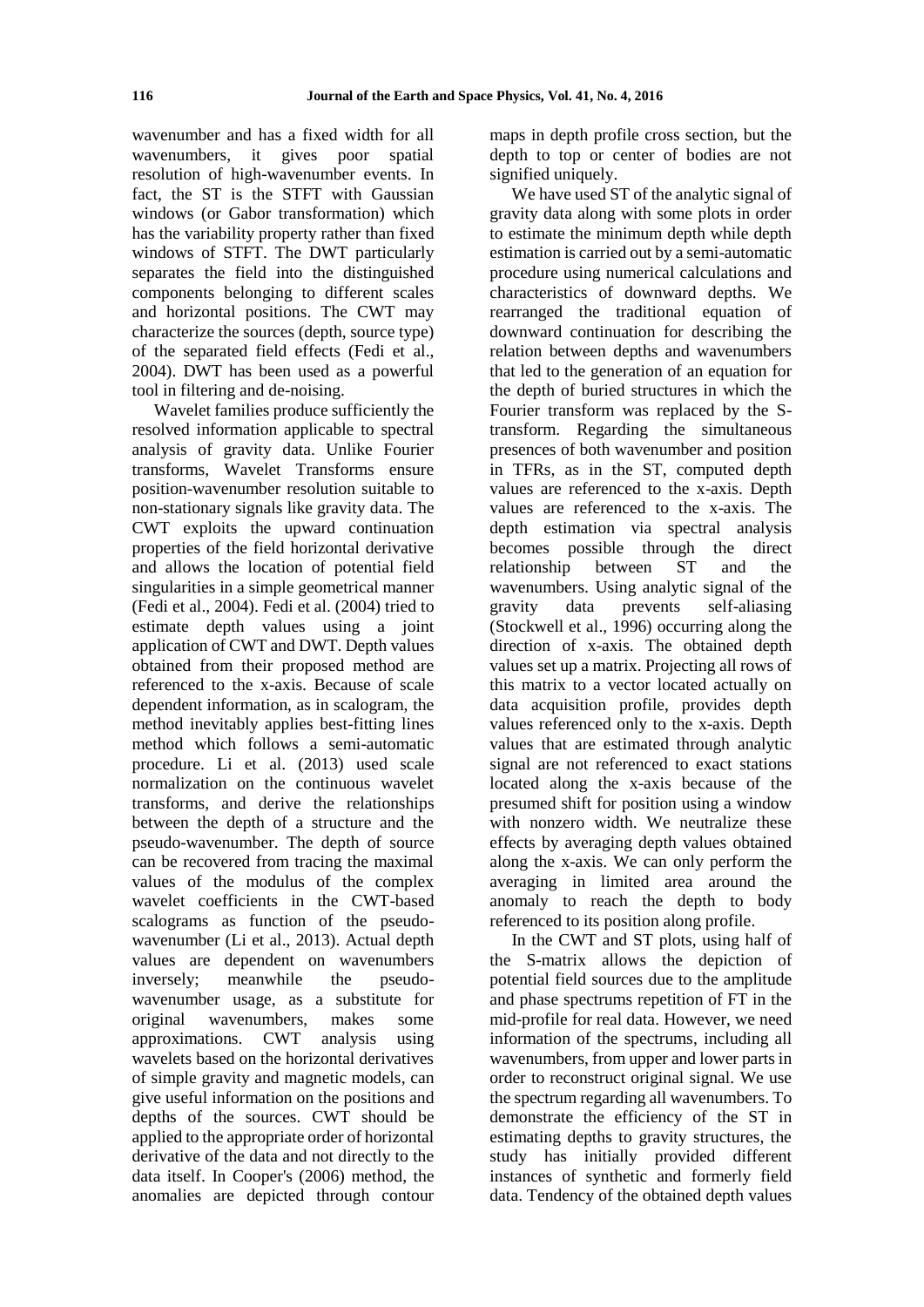wavenumber and has a fixed width for all wavenumbers, it gives poor spatial resolution of high-wavenumber events. In fact, the ST is the STFT with Gaussian windows (or Gabor transformation) which has the variability property rather than fixed windows of STFT. The DWT particularly separates the field into the distinguished components belonging to different scales and horizontal positions. The CWT may characterize the sources (depth, source type) of the separated field effects (Fedi et al., 2004). DWT has been used as a powerful tool in filtering and de-noising.

Wavelet families produce sufficiently the resolved information applicable to spectral analysis of gravity data. Unlike Fourier transforms, Wavelet Transforms ensure position-wavenumber resolution suitable to non-stationary signals like gravity data. The CWT exploits the upward continuation properties of the field horizontal derivative and allows the location of potential field singularities in a simple geometrical manner (Fedi et al., 2004). Fedi et al. (2004) tried to estimate depth values using a joint application of CWT and DWT. Depth values obtained from their proposed method are referenced to the x-axis. Because of scale dependent information, as in scalogram, the method inevitably applies best-fitting lines method which follows a semi-automatic procedure. Li et al. (2013) used scale normalization on the continuous wavelet transforms, and derive the relationships between the depth of a structure and the pseudo-wavenumber. The depth of source can be recovered from tracing the maximal values of the modulus of the complex wavelet coefficients in the CWT-based scalograms as function of the pseudo-wavenumber (Li et al., 2013). Actual depth values are dependent on wavenumbers inversely; meanwhile the pseudo-wavenumber usage, as a substitute for original wavenumbers, makes some approximations. CWT analysis using wavelets based on the horizontal derivatives of simple gravity and magnetic models, can give useful information on the positions and depths of the sources. CWT should be applied to the appropriate order of horizontal derivative of the data and not directly to the data itself. In Cooper's (2006) method, the anomalies are depicted through contour maps in depth profile cross section, but the depth to top or center of bodies are not signified uniquely.

We have used ST of the analytic signal of gravity data along with some plots in order to estimate the minimum depth while depth estimation is carried out by a semi-automatic procedure using numerical calculations and characteristics of downward depths. We rearranged the traditional equation of downward continuation for describing the relation between depths and wavenumbers that led to the generation of an equation for the depth of buried structures in which the Fourier transform was replaced by the S-transform. Regarding the simultaneous presences of both wavenumber and position in TFRs, as in the ST, computed depth values are referenced to the x-axis. Depth values are referenced to the x-axis. The depth estimation via spectral analysis becomes possible through the direct relationship between ST and the wavenumbers. Using analytic signal of the gravity data prevents self-aliasing (Stockwell et al., 1996) occurring along the direction of x-axis. The obtained depth values set up a matrix. Projecting all rows of this matrix to a vector located actually on data acquisition profile, provides depth values referenced only to the x-axis. Depth values that are estimated through analytic signal are not referenced to exact stations located along the x-axis because of the presumed shift for position using a window with nonzero width. We neutralize these effects by averaging depth values obtained along the x-axis. We can only perform the averaging in limited area around the anomaly to reach the depth to body referenced to its position along profile.

In the CWT and ST plots, using half of the S-matrix allows the depiction of potential field sources due to the amplitude and phase spectrums repetition of FT in the mid-profile for real data. However, we need information of the spectrums, including all wavenumbers, from upper and lower parts in order to reconstruct original signal. We use the spectrum regarding all wavenumbers. To demonstrate the efficiency of the ST in estimating depths to gravity structures, the study has initially provided different instances of synthetic and formerly field data. Tendency of the obtained depth values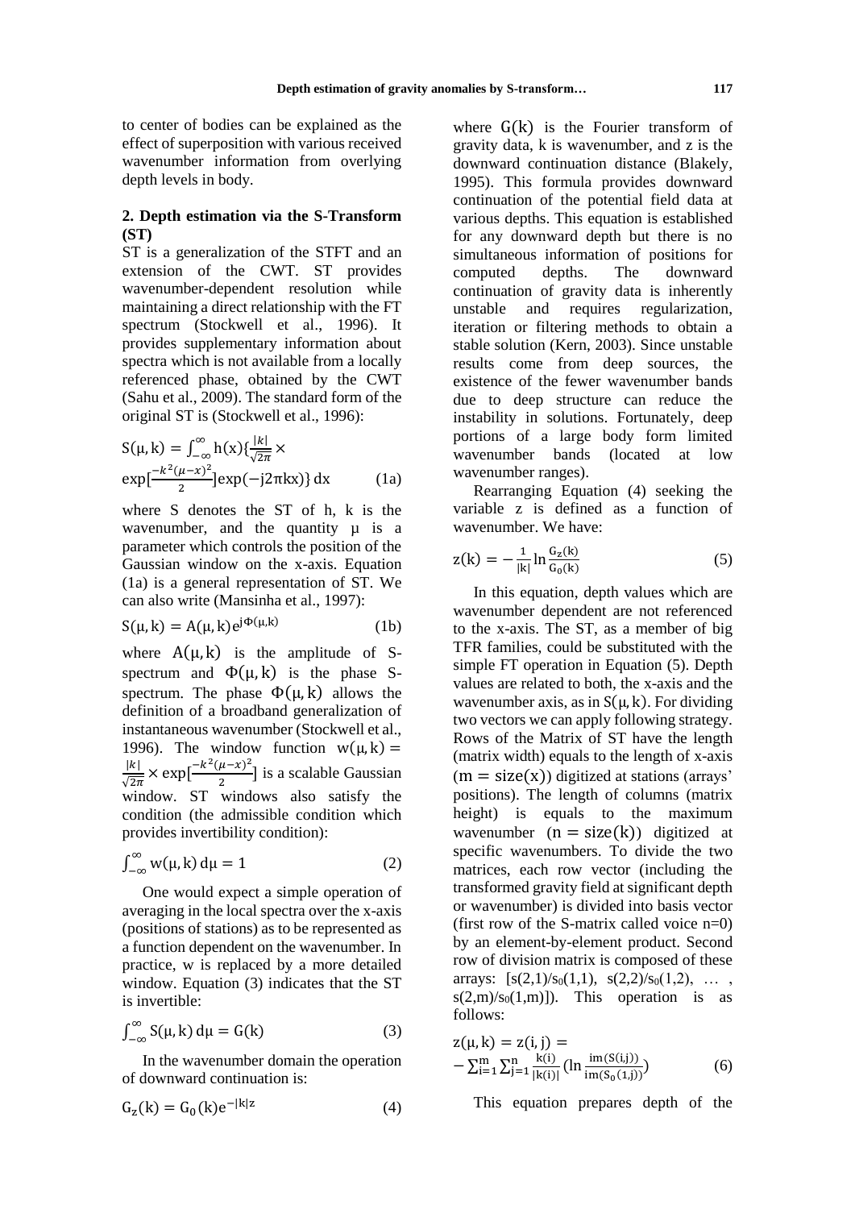to center of bodies can be explained as the effect of superposition with various received wavenumber information from overlying depth levels in body.

## 2. Depth estimation via the S-Transform (ST)

ST is a generalization of the STFT and an extension of the CWT. ST provides wavenumber-dependent resolution while maintaining a direct relationship with the FT spectrum (Stockwell et al., 1996). It provides supplementary information about spectra which is not available from a locally referenced phase, obtained by the CWT (Sahu et al., 2009). The standard form of the original ST is (Stockwell et al., 1996):

$$S(\mu, k) = \int_{-\infty}^{\infty} h(x)\{\frac{|k|}{\sqrt{2\pi}} \times \exp[\frac{-k^2(\mu-x)^2}{2}]\exp(-j2\pi kx)\}\,dx \qquad (1a)$$

where S denotes the ST of h, k is the wavenumber, and the quantity μ is a parameter which controls the position of the Gaussian window on the x-axis. Equation (1a) is a general representation of ST. We can also write (Mansinha et al., 1997):

$$S(\mu, k) = A(\mu, k)e^{j\Phi(\mu,k)} \qquad (1b)$$

where $A(\mu, k)$ is the amplitude of S-spectrum and $\Phi(\mu, k)$ is the phase S-spectrum. The phase $\Phi(\mu, k)$ allows the definition of a broadband generalization of instantaneous wavenumber (Stockwell et al., 1996). The window function $w(\mu, k) = \frac{|k|}{\sqrt{2\pi}} \times \exp[\frac{-k^2(\mu-x)^2}{2}]$ is a scalable Gaussian window. ST windows also satisfy the condition (the admissible condition which provides invertibility condition):

$$\int_{-\infty}^{\infty} w(\mu, k)\,d\mu = 1 \qquad (2)$$

One would expect a simple operation of averaging in the local spectra over the x-axis (positions of stations) as to be represented as a function dependent on the wavenumber. In practice, w is replaced by a more detailed window. Equation (3) indicates that the ST is invertible:

$$\int_{-\infty}^{\infty} S(\mu, k)\,d\mu = G(k) \qquad (3)$$

In the wavenumber domain the operation of downward continuation is:

$$G_z(k) = G_0(k)e^{-|k|z} \qquad (4)$$

where $G(k)$ is the Fourier transform of gravity data, k is wavenumber, and z is the downward continuation distance (Blakely, 1995). This formula provides downward continuation of the potential field data at various depths. This equation is established for any downward depth but there is no simultaneous information of positions for computed depths. The downward continuation of gravity data is inherently unstable and requires regularization, iteration or filtering methods to obtain a stable solution (Kern, 2003). Since unstable results come from deep sources, the existence of the fewer wavenumber bands due to deep structure can reduce the instability in solutions. Fortunately, deep portions of a large body form limited wavenumber bands (located at low wavenumber ranges).

Rearranging Equation (4) seeking the variable z is defined as a function of wavenumber. We have:

$$z(k) = -\frac{1}{|k|}\ln\frac{G_z(k)}{G_0(k)} \qquad (5)$$

In this equation, depth values which are wavenumber dependent are not referenced to the x-axis. The ST, as a member of big TFR families, could be substituted with the simple FT operation in Equation (5). Depth values are related to both, the x-axis and the wavenumber axis, as in $S(\mu, k)$. For dividing two vectors we can apply following strategy. Rows of the Matrix of ST have the length (matrix width) equals to the length of x-axis $(m = \text{size}(x))$ digitized at stations (arrays' positions). The length of columns (matrix height) is equals to the maximum wavenumber $(n = \text{size}(k))$ digitized at specific wavenumbers. To divide the two matrices, each row vector (including the transformed gravity field at significant depth or wavenumber) is divided into basis vector (first row of the S-matrix called voice n=0) by an element-by-element product. Second row of division matrix is composed of these arrays: $[s(2,1)/s_0(1,1),\ s(2,2)/s_0(1,2),\ \ldots,\ s(2,m)/s_0(1,m)]$). This operation is as follows:

$$z(\mu, k) = z(i, j) = -\sum_{i=1}^{m}\sum_{j=1}^{n}\frac{k(i)}{|k(i)|}(\ln\frac{im(S(i,j))}{im(S_0(1,j))}) \qquad (6)$$

This equation prepares depth of the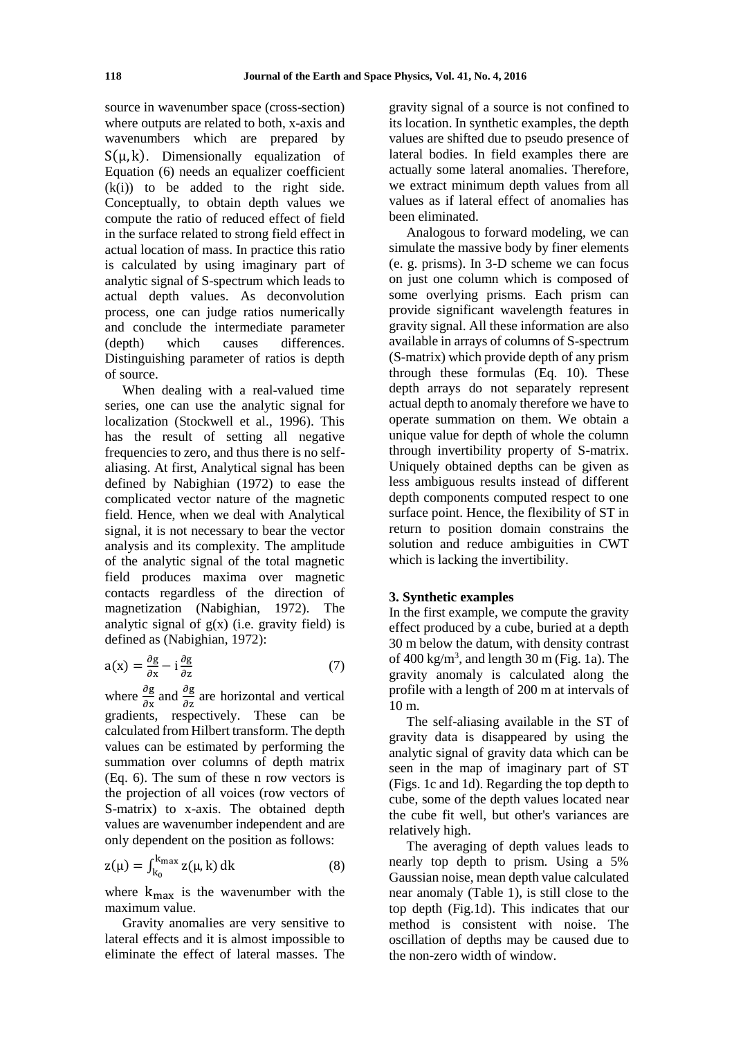source in wavenumber space (cross-section) where outputs are related to both, x-axis and wavenumbers which are prepared by $S(\mu, k)$. Dimensionally equalization of Equation (6) needs an equalizer coefficient $(k(i))$ to be added to the right side. Conceptually, to obtain depth values we compute the ratio of reduced effect of field in the surface related to strong field effect in actual location of mass. In practice this ratio is calculated by using imaginary part of analytic signal of S-spectrum which leads to actual depth values. As deconvolution process, one can judge ratios numerically and conclude the intermediate parameter (depth) which causes differences. Distinguishing parameter of ratios is depth of source.

When dealing with a real-valued time series, one can use the analytic signal for localization (Stockwell et al., 1996). This has the result of setting all negative frequencies to zero, and thus there is no self-aliasing. At first, Analytical signal has been defined by Nabighian (1972) to ease the complicated vector nature of the magnetic field. Hence, when we deal with Analytical signal, it is not necessary to bear the vector analysis and its complexity. The amplitude of the analytic signal of the total magnetic field produces maxima over magnetic contacts regardless of the direction of magnetization (Nabighian, 1972). The analytic signal of $g(x)$ (i.e. gravity field) is defined as (Nabighian, 1972):

$$a(x) = \frac{\partial g}{\partial x} - i\frac{\partial g}{\partial z} \tag{7}$$

where $\frac{\partial g}{\partial x}$ and $\frac{\partial g}{\partial z}$ are horizontal and vertical gradients, respectively. These can be calculated from Hilbert transform. The depth values can be estimated by performing the summation over columns of depth matrix (Eq. 6). The sum of these n row vectors is the projection of all voices (row vectors of S-matrix) to x-axis. The obtained depth values are wavenumber independent and are only dependent on the position as follows:

$$z(\mu) = \int_{k_0}^{k_{max}} z(\mu, k)\, dk \tag{8}$$

where $k_{max}$ is the wavenumber with the maximum value.

Gravity anomalies are very sensitive to lateral effects and it is almost impossible to eliminate the effect of lateral masses. The gravity signal of a source is not confined to its location. In synthetic examples, the depth values are shifted due to pseudo presence of lateral bodies. In field examples there are actually some lateral anomalies. Therefore, we extract minimum depth values from all values as if lateral effect of anomalies has been eliminated.

Analogous to forward modeling, we can simulate the massive body by finer elements (e. g. prisms). In 3-D scheme we can focus on just one column which is composed of some overlying prisms. Each prism can provide significant wavelength features in gravity signal. All these information are also available in arrays of columns of S-spectrum (S-matrix) which provide depth of any prism through these formulas (Eq. 10). These depth arrays do not separately represent actual depth to anomaly therefore we have to operate summation on them. We obtain a unique value for depth of whole the column through invertibility property of S-matrix. Uniquely obtained depths can be given as less ambiguous results instead of different depth components computed respect to one surface point. Hence, the flexibility of ST in return to position domain constrains the solution and reduce ambiguities in CWT which is lacking the invertibility.

## 3. Synthetic examples

In the first example, we compute the gravity effect produced by a cube, buried at a depth 30 m below the datum, with density contrast of 400 kg/m$^3$, and length 30 m (Fig. 1a). The gravity anomaly is calculated along the profile with a length of 200 m at intervals of 10 m.

The self-aliasing available in the ST of gravity data is disappeared by using the analytic signal of gravity data which can be seen in the map of imaginary part of ST (Figs. 1c and 1d). Regarding the top depth to cube, some of the depth values located near the cube fit well, but other's variances are relatively high.

The averaging of depth values leads to nearly top depth to prism. Using a 5% Gaussian noise, mean depth value calculated near anomaly (Table 1), is still close to the top depth (Fig.1d). This indicates that our method is consistent with noise. The oscillation of depths may be caused due to the non-zero width of window.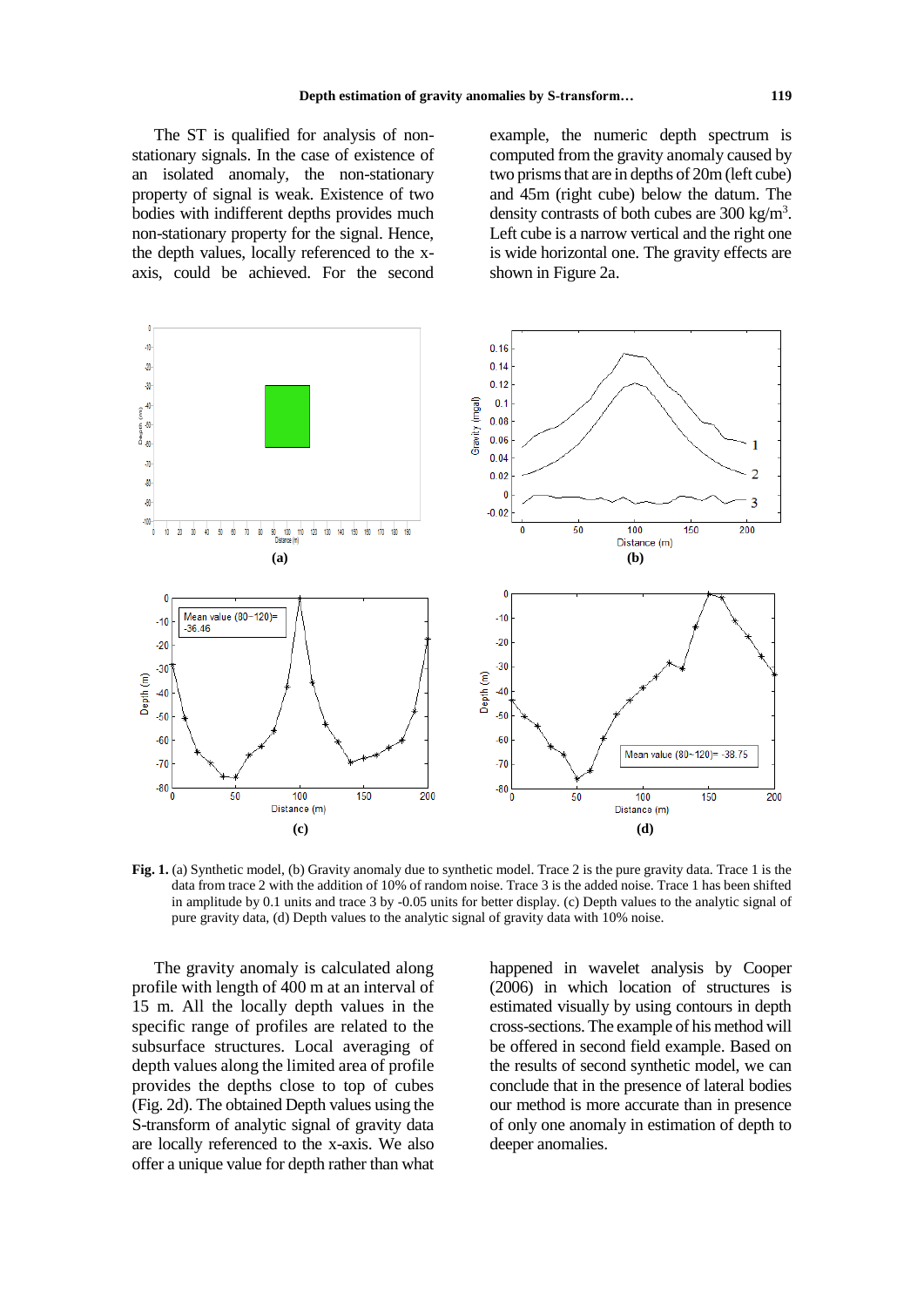The ST is qualified for analysis of non-stationary signals. In the case of existence of an isolated anomaly, the non-stationary property of signal is weak. Existence of two bodies with indifferent depths provides much non-stationary property for the signal. Hence, the depth values, locally referenced to the x-axis, could be achieved. For the second example, the numeric depth spectrum is computed from the gravity anomaly caused by two prisms that are in depths of 20m (left cube) and 45m (right cube) below the datum. The density contrasts of both cubes are 300 kg/m$^3$. Left cube is a narrow vertical and the right one is wide horizontal one. The gravity effects are shown in Figure 2a.

**Fig. 1.** (a) Synthetic model, (b) Gravity anomaly due to synthetic model. Trace 2 is the pure gravity data. Trace 1 is the data from trace 2 with the addition of 10% of random noise. Trace 3 is the added noise. Trace 1 has been shifted in amplitude by 0.1 units and trace 3 by -0.05 units for better display. (c) Depth values to the analytic signal of pure gravity data, (d) Depth values to the analytic signal of gravity data with 10% noise.

The gravity anomaly is calculated along profile with length of 400 m at an interval of 15 m. All the locally depth values in the specific range of profiles are related to the subsurface structures. Local averaging of depth values along the limited area of profile provides the depths close to top of cubes (Fig. 2d). The obtained Depth values using the S-transform of analytic signal of gravity data are locally referenced to the x-axis. We also offer a unique value for depth rather than what happened in wavelet analysis by Cooper (2006) in which location of structures is estimated visually by using contours in depth cross-sections. The example of his method will be offered in second field example. Based on the results of second synthetic model, we can conclude that in the presence of lateral bodies our method is more accurate than in presence of only one anomaly in estimation of depth to deeper anomalies.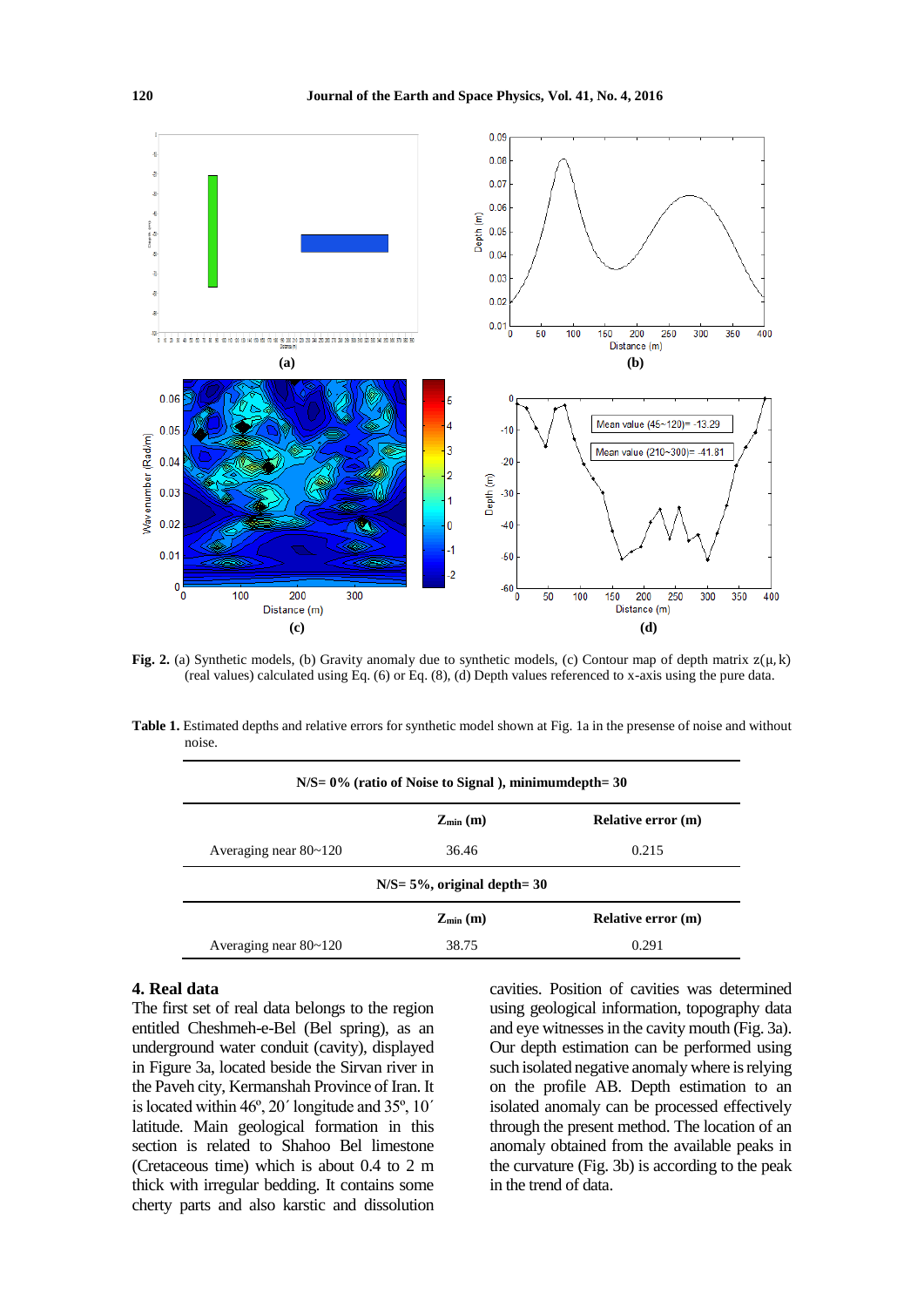**Fig. 2.** (a) Synthetic models, (b) Gravity anomaly due to synthetic models, (c) Contour map of depth matrix $z(\mu, k)$ (real values) calculated using Eq. (6) or Eq. (8), (d) Depth values referenced to x-axis using the pure data.

**Table 1.** Estimated depths and relative errors for synthetic model shown at Fig. 1a in the presense of noise and without noise.

| N/S= 0% (ratio of Noise to Signal ), minimumdepth= 30 | | |
|---|---|---|
| | **$Z_{min}$ (m)** | **Relative error (m)** |
| Averaging near 80~120 | 36.46 | 0.215 |
| **N/S= 5%, original depth= 30** | | |
| | **$Z_{min}$ (m)** | **Relative error (m)** |
| Averaging near 80~120 | 38.75 | 0.291 |

## 4. Real data

The first set of real data belongs to the region entitled Cheshmeh-e-Bel (Bel spring), as an underground water conduit (cavity), displayed in Figure 3a, located beside the Sirvan river in the Paveh city, Kermanshah Province of Iran. It is located within 46º, 20´ longitude and 35º, 10´ latitude. Main geological formation in this section is related to Shahoo Bel limestone (Cretaceous time) which is about 0.4 to 2 m thick with irregular bedding. It contains some cherty parts and also karstic and dissolution cavities. Position of cavities was determined using geological information, topography data and eye witnesses in the cavity mouth (Fig. 3a). Our depth estimation can be performed using such isolated negative anomaly where is relying on the profile AB. Depth estimation to an isolated anomaly can be processed effectively through the present method. The location of an anomaly obtained from the available peaks in the curvature (Fig. 3b) is according to the peak in the trend of data.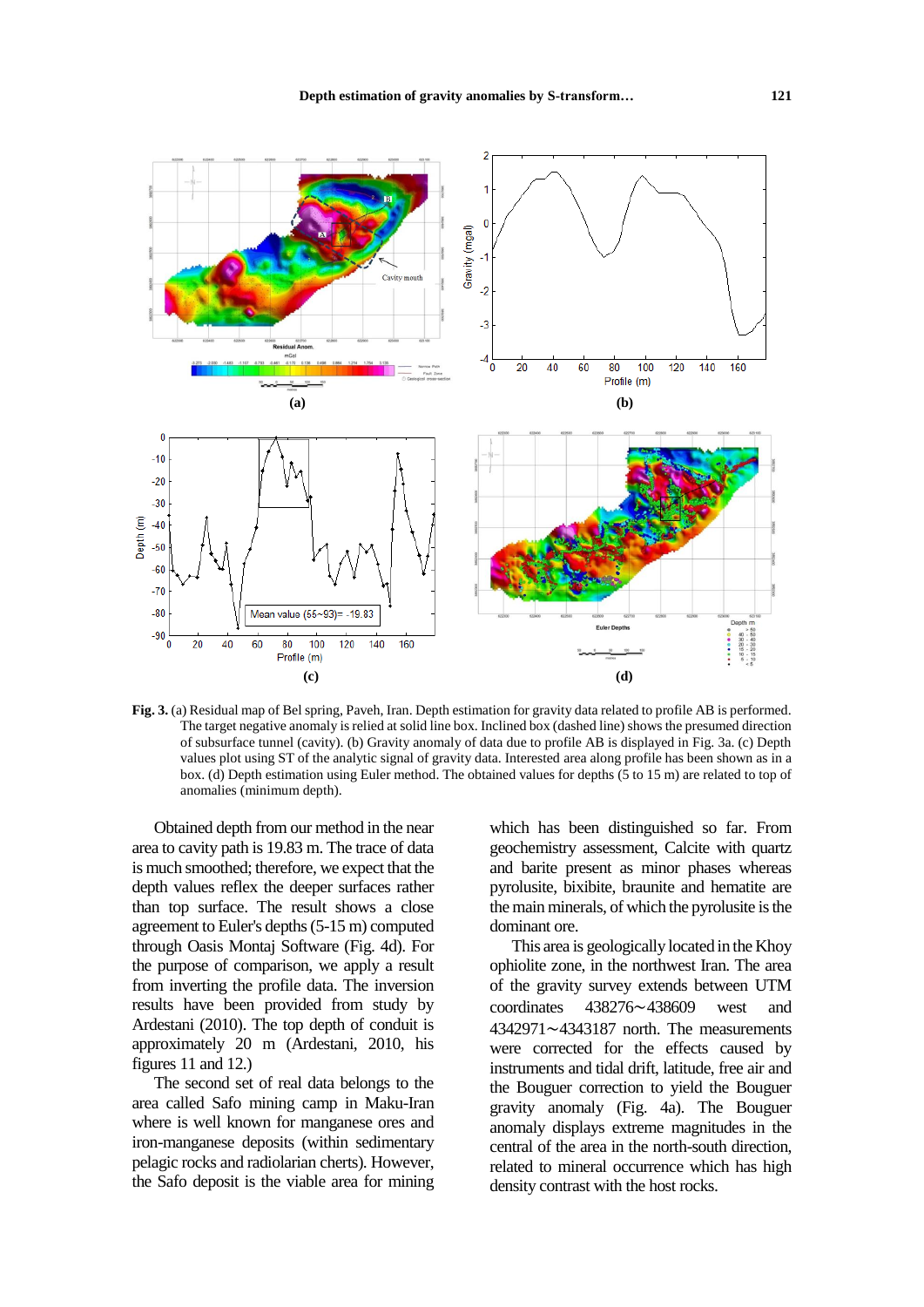**Fig. 3.** (a) Residual map of Bel spring, Paveh, Iran. Depth estimation for gravity data related to profile AB is performed. The target negative anomaly is relied at solid line box. Inclined box (dashed line) shows the presumed direction of subsurface tunnel (cavity). (b) Gravity anomaly of data due to profile AB is displayed in Fig. 3a. (c) Depth values plot using ST of the analytic signal of gravity data. Interested area along profile has been shown as in a box. (d) Depth estimation using Euler method. The obtained values for depths (5 to 15 m) are related to top of anomalies (minimum depth).

Obtained depth from our method in the near area to cavity path is 19.83 m. The trace of data is much smoothed; therefore, we expect that the depth values reflex the deeper surfaces rather than top surface. The result shows a close agreement to Euler's depths (5-15 m) computed through Oasis Montaj Software (Fig. 4d). For the purpose of comparison, we apply a result from inverting the profile data. The inversion results have been provided from study by Ardestani (2010). The top depth of conduit is approximately 20 m (Ardestani, 2010, his figures 11 and 12.)

The second set of real data belongs to the area called Safo mining camp in Maku-Iran where is well known for manganese ores and iron-manganese deposits (within sedimentary pelagic rocks and radiolarian cherts). However, the Safo deposit is the viable area for mining which has been distinguished so far. From geochemistry assessment, Calcite with quartz and barite present as minor phases whereas pyrolusite, bixibite, braunite and hematite are the main minerals, of which the pyrolusite is the dominant ore.

This area is geologically located in the Khoy ophiolite zone, in the northwest Iran. The area of the gravity survey extends between UTM coordinates 438276∼438609 west and 4342971∼4343187 north. The measurements were corrected for the effects caused by instruments and tidal drift, latitude, free air and the Bouguer correction to yield the Bouguer gravity anomaly (Fig. 4a). The Bouguer anomaly displays extreme magnitudes in the central of the area in the north-south direction, related to mineral occurrence which has high density contrast with the host rocks.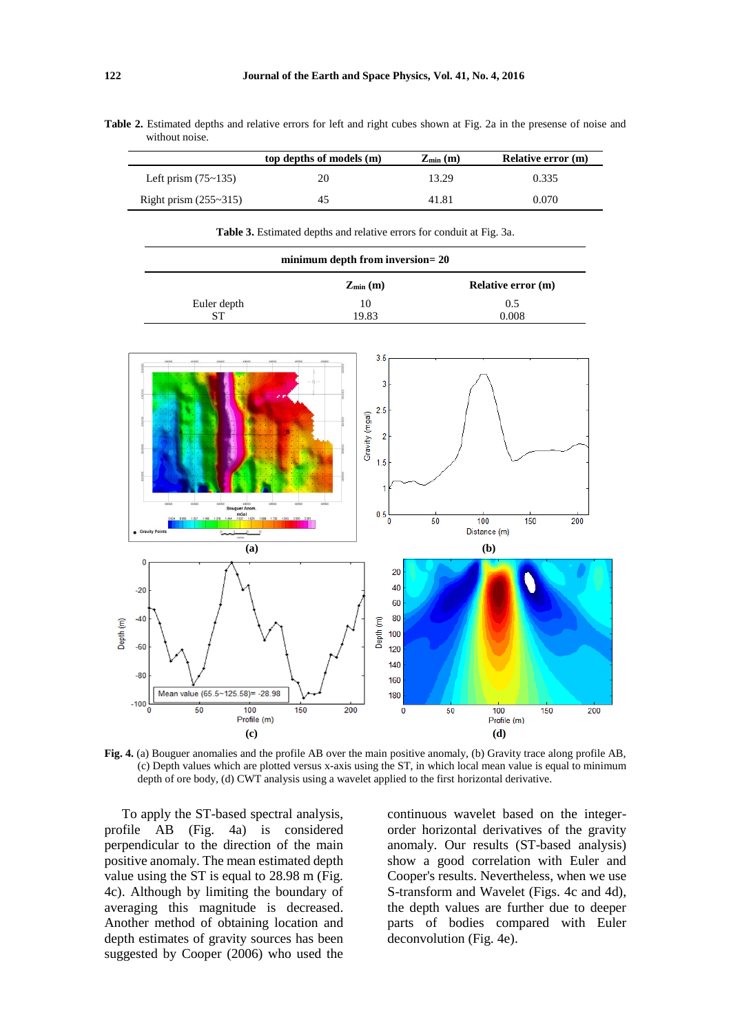**Table 2.** Estimated depths and relative errors for left and right cubes shown at Fig. 2a in the presense of noise and without noise.

| | top depths of models (m) | $Z_{min}$ (m) | Relative error (m) |
|---|---|---|---|
| Left prism (75~135) | 20 | 13.29 | 0.335 |
| Right prism (255~315) | 45 | 41.81 | 0.070 |

**Table 3.** Estimated depths and relative errors for conduit at Fig. 3a.

| minimum depth from inversion= 20 | | |
|---|---|---|
| | $Z_{min}$ (m) | Relative error (m) |
| Euler depth | 10 | 0.5 |
| ST | 19.83 | 0.008 |

**Fig. 4.** (a) Bouguer anomalies and the profile AB over the main positive anomaly, (b) Gravity trace along profile AB, (c) Depth values which are plotted versus x-axis using the ST, in which local mean value is equal to minimum depth of ore body, (d) CWT analysis using a wavelet applied to the first horizontal derivative.

To apply the ST-based spectral analysis, profile AB (Fig. 4a) is considered perpendicular to the direction of the main positive anomaly. The mean estimated depth value using the ST is equal to 28.98 m (Fig. 4c). Although by limiting the boundary of averaging this magnitude is decreased. Another method of obtaining location and depth estimates of gravity sources has been suggested by Cooper (2006) who used the continuous wavelet based on the integer-order horizontal derivatives of the gravity anomaly. Our results (ST-based analysis) show a good correlation with Euler and Cooper's results. Nevertheless, when we use S-transform and Wavelet (Figs. 4c and 4d), the depth values are further due to deeper parts of bodies compared with Euler deconvolution (Fig. 4e).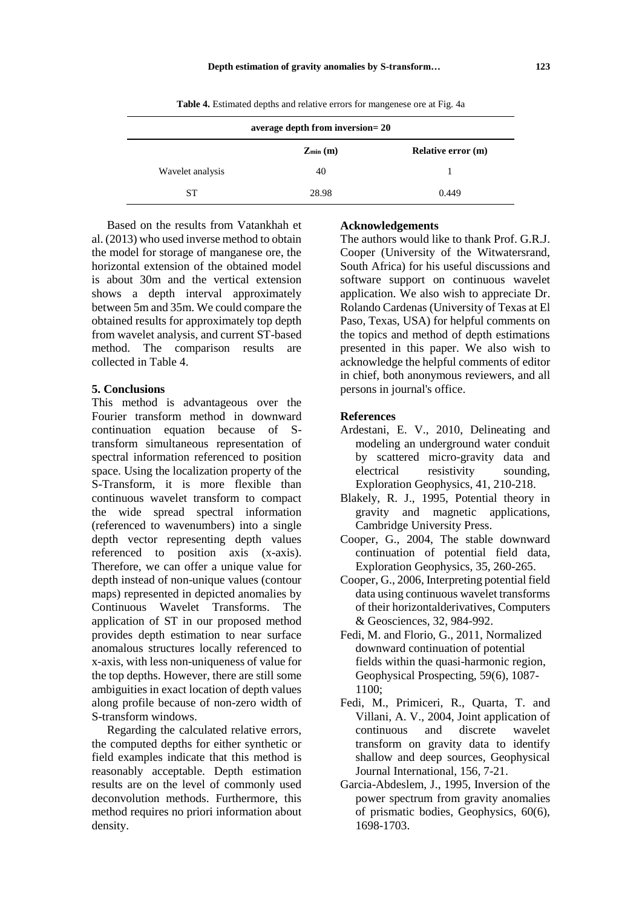**Table 4.** Estimated depths and relative errors for mangenese ore at Fig. 4a

| average depth from inversion= 20 | | |
|---|---|---|
| | $Z_{min}$ (m) | Relative error (m) |
| Wavelet analysis | 40 | 1 |
| ST | 28.98 | 0.449 |

Based on the results from Vatankhah et al. (2013) who used inverse method to obtain the model for storage of manganese ore, the horizontal extension of the obtained model is about 30m and the vertical extension shows a depth interval approximately between 5m and 35m. We could compare the obtained results for approximately top depth from wavelet analysis, and current ST-based method. The comparison results are collected in Table 4.

## 5. Conclusions

This method is advantageous over the Fourier transform method in downward continuation equation because of S-transform simultaneous representation of spectral information referenced to position space. Using the localization property of the S-Transform, it is more flexible than continuous wavelet transform to compact the wide spread spectral information (referenced to wavenumbers) into a single depth vector representing depth values referenced to position axis (x-axis). Therefore, we can offer a unique value for depth instead of non-unique values (contour maps) represented in depicted anomalies by Continuous Wavelet Transforms. The application of ST in our proposed method provides depth estimation to near surface anomalous structures locally referenced to x-axis, with less non-uniqueness of value for the top depths. However, there are still some ambiguities in exact location of depth values along profile because of non-zero width of S-transform windows.

Regarding the calculated relative errors, the computed depths for either synthetic or field examples indicate that this method is reasonably acceptable. Depth estimation results are on the level of commonly used deconvolution methods. Furthermore, this method requires no priori information about density.

## Acknowledgements

The authors would like to thank Prof. G.R.J. Cooper (University of the Witwatersrand, South Africa) for his useful discussions and software support on continuous wavelet application. We also wish to appreciate Dr. Rolando Cardenas (University of Texas at El Paso, Texas, USA) for helpful comments on the topics and method of depth estimations presented in this paper. We also wish to acknowledge the helpful comments of editor in chief, both anonymous reviewers, and all persons in journal's office.

## References

- Ardestani, E. V., 2010, Delineating and modeling an underground water conduit by scattered micro-gravity data and electrical resistivity sounding, Exploration Geophysics, 41, 210-218.
- Blakely, R. J., 1995, Potential theory in gravity and magnetic applications, Cambridge University Press.
- Cooper, G., 2004, The stable downward continuation of potential field data, Exploration Geophysics, 35, 260-265.
- Cooper, G., 2006, Interpreting potential field data using continuous wavelet transforms of their horizontalderivatives, Computers & Geosciences, 32, 984-992.
- Fedi, M. and Florio, G., 2011, Normalized downward continuation of potential fields within the quasi-harmonic region, Geophysical Prospecting, 59(6), 1087-1100;
- Fedi, M., Primiceri, R., Quarta, T. and Villani, A. V., 2004, Joint application of continuous and discrete wavelet transform on gravity data to identify shallow and deep sources, Geophysical Journal International, 156, 7-21.
- Garcia-Abdeslem, J., 1995, Inversion of the power spectrum from gravity anomalies of prismatic bodies, Geophysics, 60(6), 1698-1703.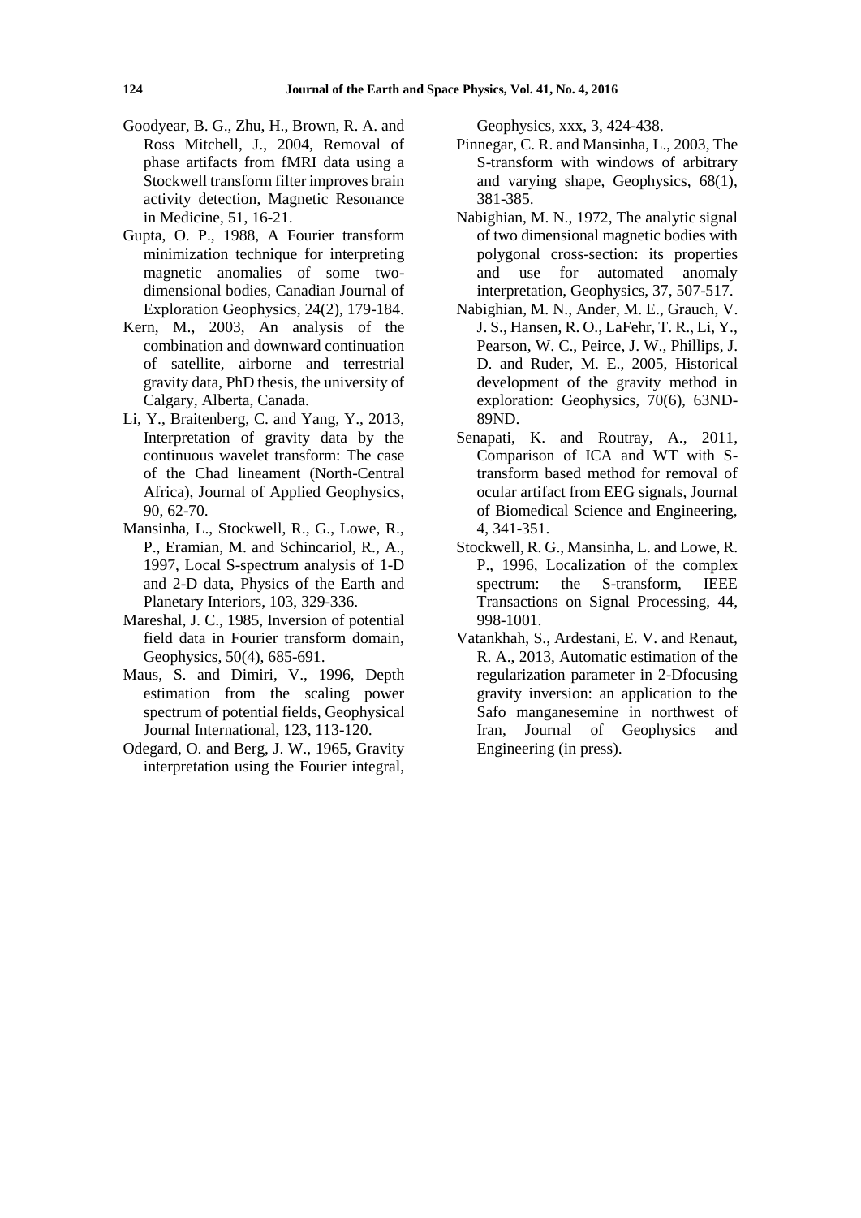Goodyear, B. G., Zhu, H., Brown, R. A. and Ross Mitchell, J., 2004, Removal of phase artifacts from fMRI data using a Stockwell transform filter improves brain activity detection, Magnetic Resonance in Medicine, 51, 16-21.

Gupta, O. P., 1988, A Fourier transform minimization technique for interpreting magnetic anomalies of some two-dimensional bodies, Canadian Journal of Exploration Geophysics, 24(2), 179-184.

Kern, M., 2003, An analysis of the combination and downward continuation of satellite, airborne and terrestrial gravity data, PhD thesis, the university of Calgary, Alberta, Canada.

Li, Y., Braitenberg, C. and Yang, Y., 2013, Interpretation of gravity data by the continuous wavelet transform: The case of the Chad lineament (North-Central Africa), Journal of Applied Geophysics, 90, 62-70.

Mansinha, L., Stockwell, R., G., Lowe, R., P., Eramian, M. and Schincariol, R., A., 1997, Local S-spectrum analysis of 1-D and 2-D data, Physics of the Earth and Planetary Interiors, 103, 329-336.

Mareshal, J. C., 1985, Inversion of potential field data in Fourier transform domain, Geophysics, 50(4), 685-691.

Maus, S. and Dimiri, V., 1996, Depth estimation from the scaling power spectrum of potential fields, Geophysical Journal International, 123, 113-120.

Odegard, O. and Berg, J. W., 1965, Gravity interpretation using the Fourier integral, Geophysics, xxx, 3, 424-438.

Pinnegar, C. R. and Mansinha, L., 2003, The S-transform with windows of arbitrary and varying shape, Geophysics, 68(1), 381-385.

Nabighian, M. N., 1972, The analytic signal of two dimensional magnetic bodies with polygonal cross-section: its properties and use for automated anomaly interpretation, Geophysics, 37, 507-517.

Nabighian, M. N., Ander, M. E., Grauch, V. J. S., Hansen, R. O., LaFehr, T. R., Li, Y., Pearson, W. C., Peirce, J. W., Phillips, J. D. and Ruder, M. E., 2005, Historical development of the gravity method in exploration: Geophysics, 70(6), 63ND-89ND.

Senapati, K. and Routray, A., 2011, Comparison of ICA and WT with S-transform based method for removal of ocular artifact from EEG signals, Journal of Biomedical Science and Engineering, 4, 341-351.

Stockwell, R. G., Mansinha, L. and Lowe, R. P., 1996, Localization of the complex spectrum: the S-transform, IEEE Transactions on Signal Processing, 44, 998-1001.

Vatankhah, S., Ardestani, E. V. and Renaut, R. A., 2013, Automatic estimation of the regularization parameter in 2-Dfocusing gravity inversion: an application to the Safo manganesemine in northwest of Iran, Journal of Geophysics and Engineering (in press).